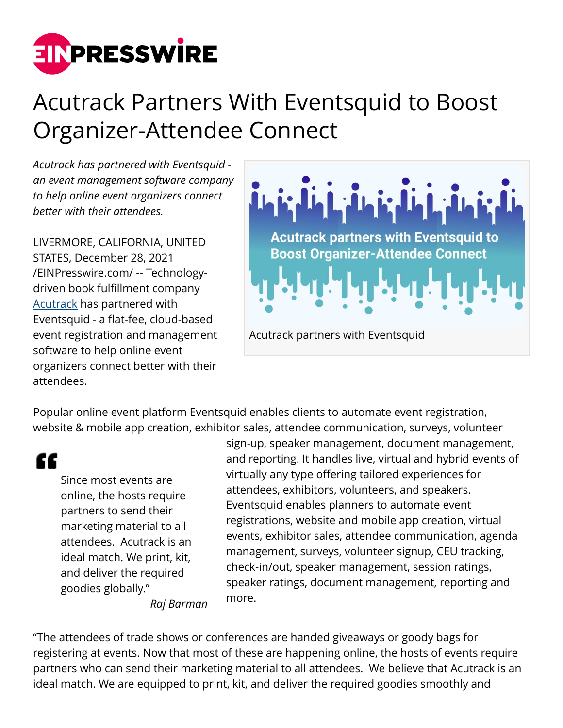# Acutrack Partners With Eventsquid to Boost Organizer-Attendee Connect

*Acutrack has partnered with Eventsquid - an event management software company to help online event organizers connect better with their attendees.*

LIVERMORE, CALIFORNIA, UNITED STATES, December 28, 2021 /EINPresswire.com/ -- Technology-driven book fulfillment company [Acutrack](Acutrack) has partnered with Eventsquid - a flat-fee, cloud-based event registration and management software to help online event organizers connect better with their attendees.

Acutrack partners with Eventsquid

Popular online event platform Eventsquid enables clients to automate event registration, website & mobile app creation, exhibitor sales, attendee communication, surveys, volunteer sign-up, speaker management, document management, and reporting. It handles live, virtual and hybrid events of virtually any type offering tailored experiences for attendees, exhibitors, volunteers, and speakers. Eventsquid enables planners to automate event registrations, website and mobile app creation, virtual events, exhibitor sales, attendee communication, agenda management, surveys, volunteer signup, CEU tracking, check-in/out, speaker management, session ratings, speaker ratings, document management, reporting and more.

> Since most events are online, the hosts require partners to send their marketing material to all attendees. Acutrack is an ideal match. We print, kit, and deliver the required goodies globally."
>
> *Raj Barman*

"The attendees of trade shows or conferences are handed giveaways or goody bags for registering at events. Now that most of these are happening online, the hosts of events require partners who can send their marketing material to all attendees. We believe that Acutrack is an ideal match. We are equipped to print, kit, and deliver the required goodies smoothly and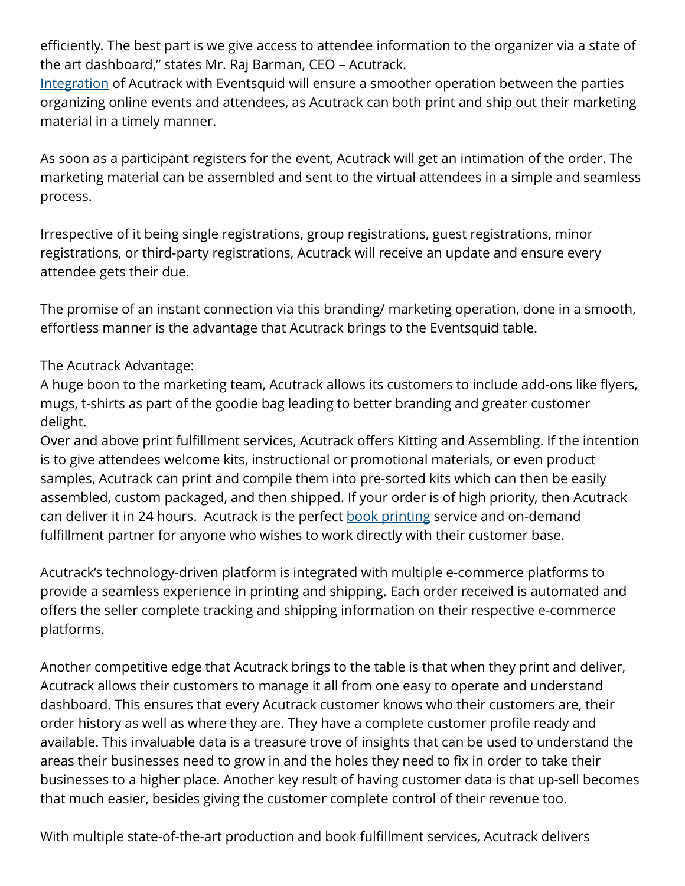efficiently. The best part is we give access to attendee information to the organizer via a state of the art dashboard," states Mr. Raj Barman, CEO – Acutrack.
[Integration](#) of Acutrack with Eventsquid will ensure a smoother operation between the parties organizing online events and attendees, as Acutrack can both print and ship out their marketing material in a timely manner.

As soon as a participant registers for the event, Acutrack will get an intimation of the order. The marketing material can be assembled and sent to the virtual attendees in a simple and seamless process.

Irrespective of it being single registrations, group registrations, guest registrations, minor registrations, or third-party registrations, Acutrack will receive an update and ensure every attendee gets their due.

The promise of an instant connection via this branding/ marketing operation, done in a smooth, effortless manner is the advantage that Acutrack brings to the Eventsquid table.

The Acutrack Advantage:
A huge boon to the marketing team, Acutrack allows its customers to include add-ons like flyers, mugs, t-shirts as part of the goodie bag leading to better branding and greater customer delight.
Over and above print fulfillment services, Acutrack offers Kitting and Assembling. If the intention is to give attendees welcome kits, instructional or promotional materials, or even product samples, Acutrack can print and compile them into pre-sorted kits which can then be easily assembled, custom packaged, and then shipped. If your order is of high priority, then Acutrack can deliver it in 24 hours. Acutrack is the perfect [book printing](#) service and on-demand fulfillment partner for anyone who wishes to work directly with their customer base.

Acutrack's technology-driven platform is integrated with multiple e-commerce platforms to provide a seamless experience in printing and shipping. Each order received is automated and offers the seller complete tracking and shipping information on their respective e-commerce platforms.

Another competitive edge that Acutrack brings to the table is that when they print and deliver, Acutrack allows their customers to manage it all from one easy to operate and understand dashboard. This ensures that every Acutrack customer knows who their customers are, their order history as well as where they are. They have a complete customer profile ready and available. This invaluable data is a treasure trove of insights that can be used to understand the areas their businesses need to grow in and the holes they need to fix in order to take their businesses to a higher place. Another key result of having customer data is that up-sell becomes that much easier, besides giving the customer complete control of their revenue too.

With multiple state-of-the-art production and book fulfillment services, Acutrack delivers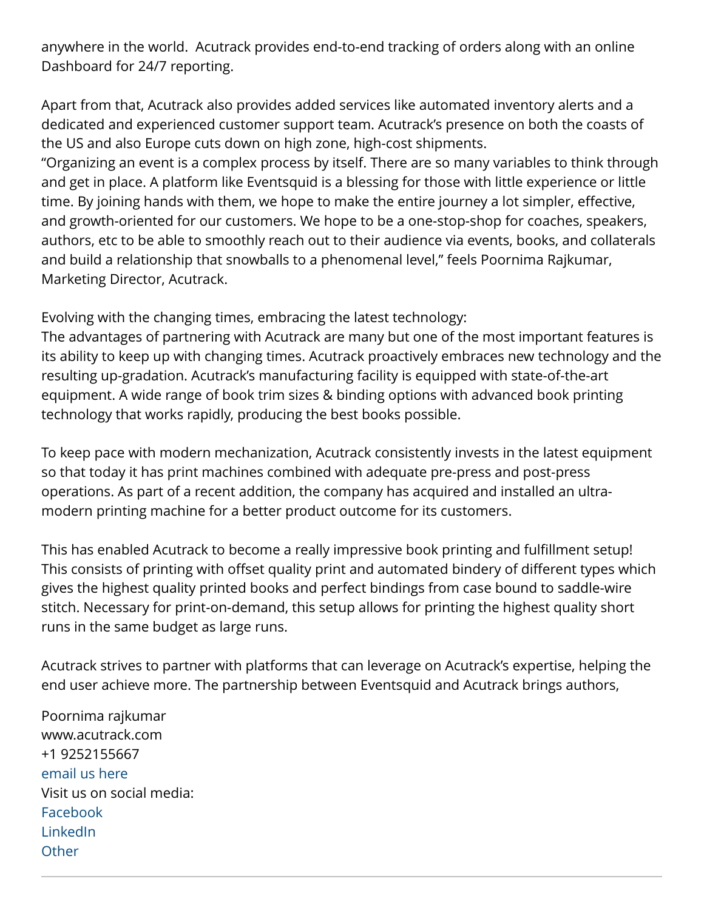anywhere in the world.  Acutrack provides end-to-end tracking of orders along with an online Dashboard for 24/7 reporting.

Apart from that, Acutrack also provides added services like automated inventory alerts and a dedicated and experienced customer support team. Acutrack's presence on both the coasts of the US and also Europe cuts down on high zone, high-cost shipments.
"Organizing an event is a complex process by itself. There are so many variables to think through and get in place. A platform like Eventsquid is a blessing for those with little experience or little time. By joining hands with them, we hope to make the entire journey a lot simpler, effective, and growth-oriented for our customers. We hope to be a one-stop-shop for coaches, speakers, authors, etc to be able to smoothly reach out to their audience via events, books, and collaterals and build a relationship that snowballs to a phenomenal level," feels Poornima Rajkumar, Marketing Director, Acutrack.

Evolving with the changing times, embracing the latest technology:
The advantages of partnering with Acutrack are many but one of the most important features is its ability to keep up with changing times. Acutrack proactively embraces new technology and the resulting up-gradation. Acutrack's manufacturing facility is equipped with state-of-the-art equipment. A wide range of book trim sizes & binding options with advanced book printing technology that works rapidly, producing the best books possible.

To keep pace with modern mechanization, Acutrack consistently invests in the latest equipment so that today it has print machines combined with adequate pre-press and post-press operations. As part of a recent addition, the company has acquired and installed an ultra-modern printing machine for a better product outcome for its customers.

This has enabled Acutrack to become a really impressive book printing and fulfillment setup! This consists of printing with offset quality print and automated bindery of different types which gives the highest quality printed books and perfect bindings from case bound to saddle-wire stitch. Necessary for print-on-demand, this setup allows for printing the highest quality short runs in the same budget as large runs.

Acutrack strives to partner with platforms that can leverage on Acutrack's expertise, helping the end user achieve more. The partnership between Eventsquid and Acutrack brings authors,

Poornima rajkumar
www.acutrack.com
+1 9252155667
email us here
Visit us on social media:
Facebook
LinkedIn
Other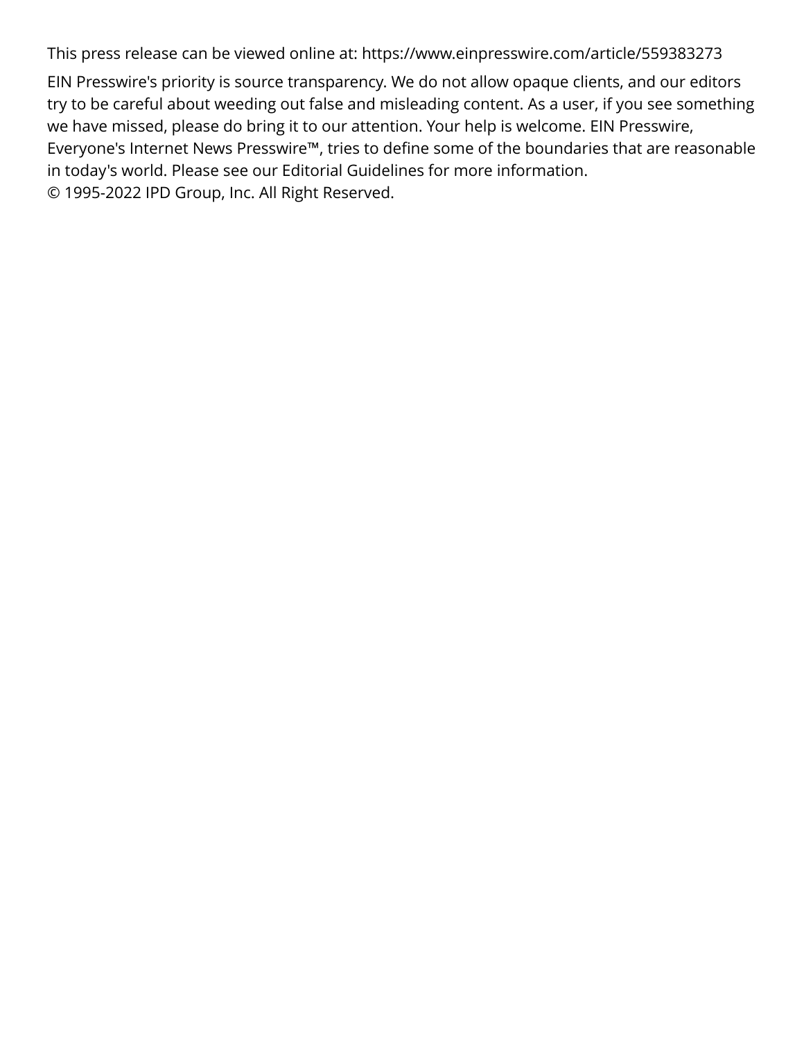This press release can be viewed online at: https://www.einpresswire.com/article/559383273

EIN Presswire's priority is source transparency. We do not allow opaque clients, and our editors try to be careful about weeding out false and misleading content. As a user, if you see something we have missed, please do bring it to our attention. Your help is welcome. EIN Presswire, Everyone's Internet News Presswire™, tries to define some of the boundaries that are reasonable in today's world. Please see our Editorial Guidelines for more information.
© 1995-2022 IPD Group, Inc. All Right Reserved.